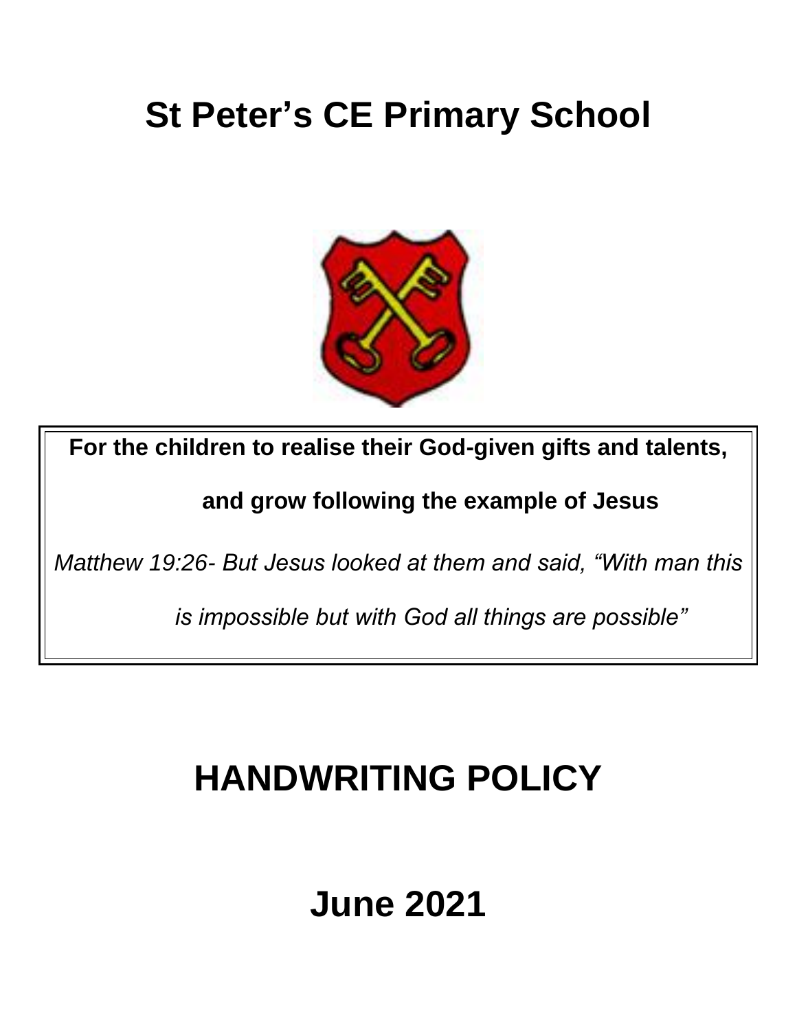# St Peter's CE Primary School

**For the children to realise their God-given gifts and talents,**

**and grow following the example of Jesus**

*Matthew 19:26- But Jesus looked at them and said, "With man this is impossible but with God all things are possible"*

# HANDWRITING POLICY

# June 2021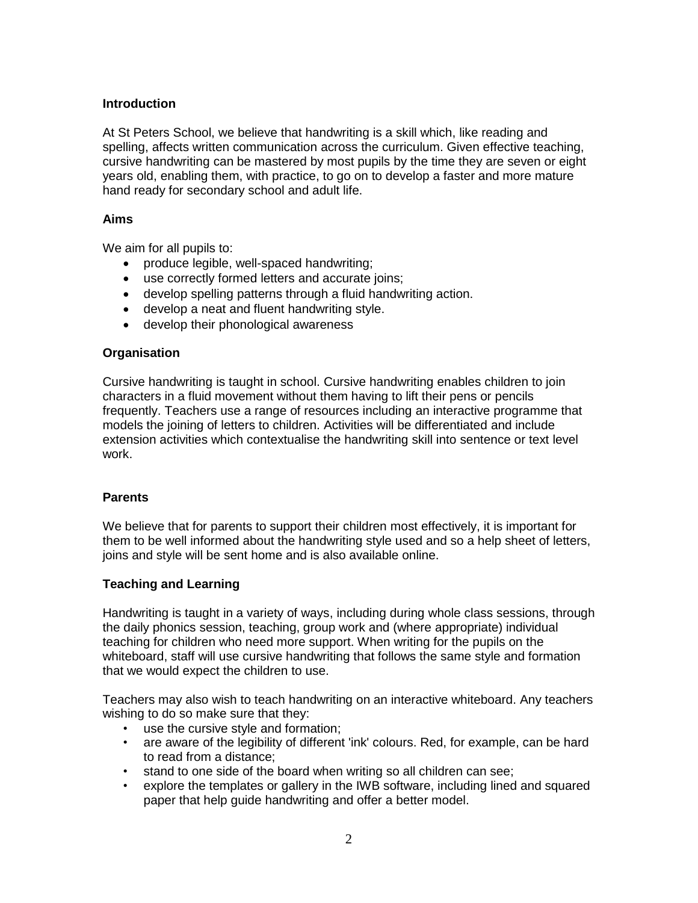## Introduction

At St Peters School, we believe that handwriting is a skill which, like reading and spelling, affects written communication across the curriculum. Given effective teaching, cursive handwriting can be mastered by most pupils by the time they are seven or eight years old, enabling them, with practice, to go on to develop a faster and more mature hand ready for secondary school and adult life.

## Aims

We aim for all pupils to:

- produce legible, well-spaced handwriting;
- use correctly formed letters and accurate joins;
- develop spelling patterns through a fluid handwriting action.
- develop a neat and fluent handwriting style.
- develop their phonological awareness

## Organisation

Cursive handwriting is taught in school. Cursive handwriting enables children to join characters in a fluid movement without them having to lift their pens or pencils frequently. Teachers use a range of resources including an interactive programme that models the joining of letters to children. Activities will be differentiated and include extension activities which contextualise the handwriting skill into sentence or text level work.

## Parents

We believe that for parents to support their children most effectively, it is important for them to be well informed about the handwriting style used and so a help sheet of letters, joins and style will be sent home and is also available online.

## Teaching and Learning

Handwriting is taught in a variety of ways, including during whole class sessions, through the daily phonics session, teaching, group work and (where appropriate) individual teaching for children who need more support. When writing for the pupils on the whiteboard, staff will use cursive handwriting that follows the same style and formation that we would expect the children to use.

Teachers may also wish to teach handwriting on an interactive whiteboard. Any teachers wishing to do so make sure that they:

- use the cursive style and formation;
- are aware of the legibility of different 'ink' colours. Red, for example, can be hard to read from a distance;
- stand to one side of the board when writing so all children can see;
- explore the templates or gallery in the IWB software, including lined and squared paper that help guide handwriting and offer a better model.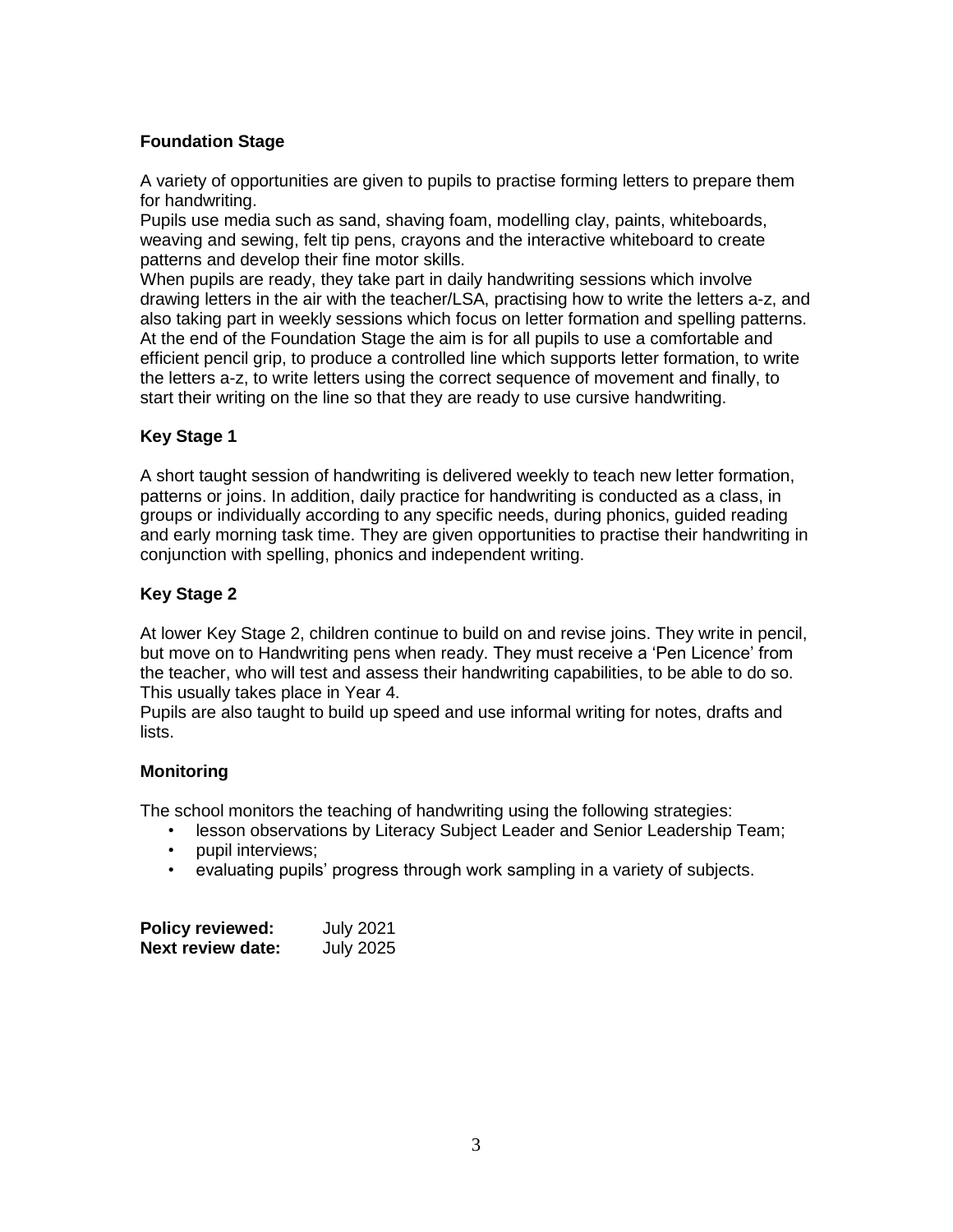### Foundation Stage

A variety of opportunities are given to pupils to practise forming letters to prepare them for handwriting.
Pupils use media such as sand, shaving foam, modelling clay, paints, whiteboards, weaving and sewing, felt tip pens, crayons and the interactive whiteboard to create patterns and develop their fine motor skills.
When pupils are ready, they take part in daily handwriting sessions which involve drawing letters in the air with the teacher/LSA, practising how to write the letters a-z, and also taking part in weekly sessions which focus on letter formation and spelling patterns.
At the end of the Foundation Stage the aim is for all pupils to use a comfortable and efficient pencil grip, to produce a controlled line which supports letter formation, to write the letters a-z, to write letters using the correct sequence of movement and finally, to start their writing on the line so that they are ready to use cursive handwriting.

### Key Stage 1

A short taught session of handwriting is delivered weekly to teach new letter formation, patterns or joins. In addition, daily practice for handwriting is conducted as a class, in groups or individually according to any specific needs, during phonics, guided reading and early morning task time. They are given opportunities to practise their handwriting in conjunction with spelling, phonics and independent writing.

### Key Stage 2

At lower Key Stage 2, children continue to build on and revise joins. They write in pencil, but move on to Handwriting pens when ready. They must receive a 'Pen Licence' from the teacher, who will test and assess their handwriting capabilities, to be able to do so. This usually takes place in Year 4.
Pupils are also taught to build up speed and use informal writing for notes, drafts and lists.

### Monitoring

The school monitors the teaching of handwriting using the following strategies:

- lesson observations by Literacy Subject Leader and Senior Leadership Team;
- pupil interviews;
- evaluating pupils' progress through work sampling in a variety of subjects.

**Policy reviewed:** July 2021
**Next review date:** July 2025